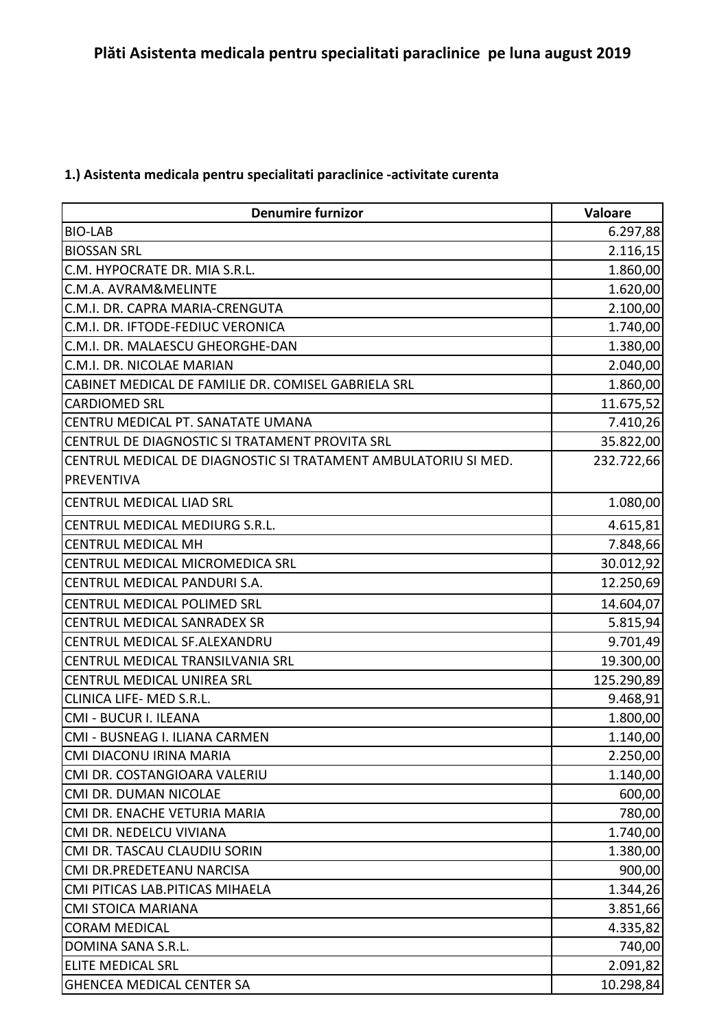# Plăti Asistenta medicala pentru specialitati paraclinice pe luna august 2019

## 1.) Asistenta medicala pentru specialitati paraclinice -activitate curenta

| Denumire furnizor | Valoare |
|---|---|
| BIO-LAB | 6.297,88 |
| BIOSSAN SRL | 2.116,15 |
| C.M. HYPOCRATE DR. MIA S.R.L. | 1.860,00 |
| C.M.A. AVRAM&MELINTE | 1.620,00 |
| C.M.I. DR. CAPRA MARIA-CRENGUTA | 2.100,00 |
| C.M.I. DR. IFTODE-FEDIUC VERONICA | 1.740,00 |
| C.M.I. DR. MALAESCU GHEORGHE-DAN | 1.380,00 |
| C.M.I. DR. NICOLAE MARIAN | 2.040,00 |
| CABINET MEDICAL DE FAMILIE DR. COMISEL GABRIELA SRL | 1.860,00 |
| CARDIOMED SRL | 11.675,52 |
| CENTRU MEDICAL PT. SANATATE UMANA | 7.410,26 |
| CENTRUL DE DIAGNOSTIC SI TRATAMENT PROVITA SRL | 35.822,00 |
| CENTRUL MEDICAL DE DIAGNOSTIC SI TRATAMENT AMBULATORIU SI MED. PREVENTIVA | 232.722,66 |
| CENTRUL MEDICAL LIAD SRL | 1.080,00 |
| CENTRUL MEDICAL MEDIURG S.R.L. | 4.615,81 |
| CENTRUL MEDICAL MH | 7.848,66 |
| CENTRUL MEDICAL MICROMEDICA SRL | 30.012,92 |
| CENTRUL MEDICAL PANDURI S.A. | 12.250,69 |
| CENTRUL MEDICAL POLIMED SRL | 14.604,07 |
| CENTRUL MEDICAL SANRADEX SR | 5.815,94 |
| CENTRUL MEDICAL SF.ALEXANDRU | 9.701,49 |
| CENTRUL MEDICAL TRANSILVANIA SRL | 19.300,00 |
| CENTRUL MEDICAL UNIREA SRL | 125.290,89 |
| CLINICA LIFE- MED S.R.L. | 9.468,91 |
| CMI - BUCUR I. ILEANA | 1.800,00 |
| CMI - BUSNEAG I. ILIANA CARMEN | 1.140,00 |
| CMI DIACONU IRINA MARIA | 2.250,00 |
| CMI DR. COSTANGIOARA VALERIU | 1.140,00 |
| CMI DR. DUMAN NICOLAE | 600,00 |
| CMI DR. ENACHE VETURIA MARIA | 780,00 |
| CMI DR. NEDELCU VIVIANA | 1.740,00 |
| CMI DR. TASCAU CLAUDIU SORIN | 1.380,00 |
| CMI DR.PREDETEANU NARCISA | 900,00 |
| CMI PITICAS LAB.PITICAS MIHAELA | 1.344,26 |
| CMI STOICA MARIANA | 3.851,66 |
| CORAM MEDICAL | 4.335,82 |
| DOMINA SANA S.R.L. | 740,00 |
| ELITE MEDICAL SRL | 2.091,82 |
| GHENCEA MEDICAL CENTER SA | 10.298,84 |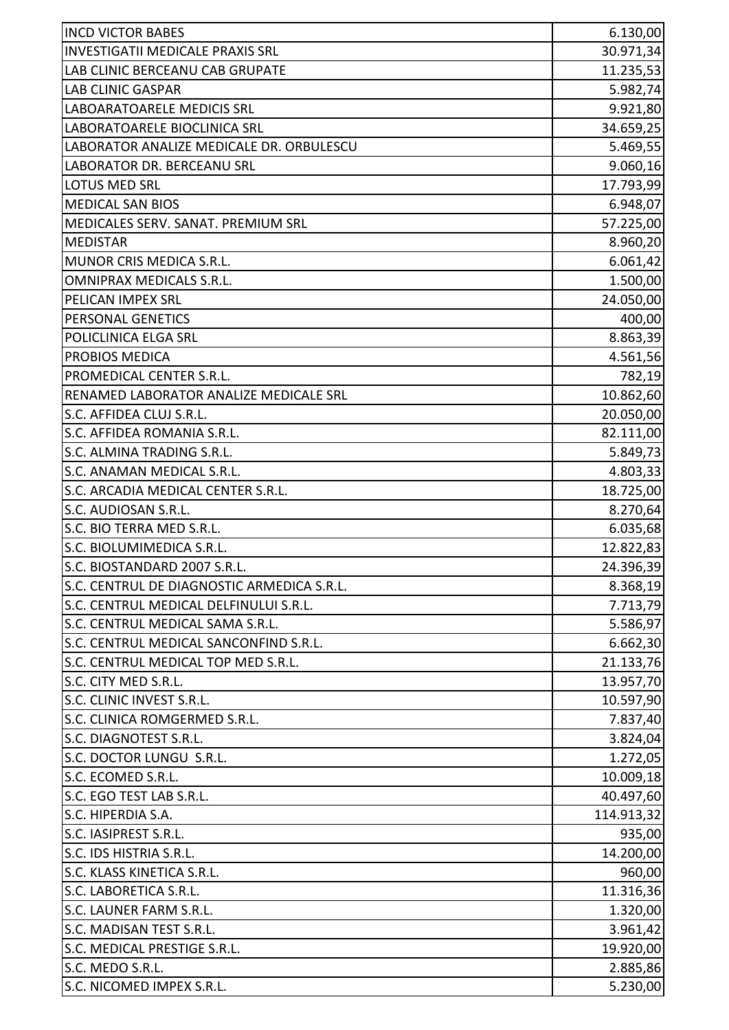| | |
|---|---:|
| INCD VICTOR BABES | 6.130,00 |
| INVESTIGATII MEDICALE PRAXIS SRL | 30.971,34 |
| LAB CLINIC BERCEANU CAB GRUPATE | 11.235,53 |
| LAB CLINIC GASPAR | 5.982,74 |
| LABOARATOARELE MEDICIS SRL | 9.921,80 |
| LABORATOARELE BIOCLINICA SRL | 34.659,25 |
| LABORATOR ANALIZE MEDICALE DR. ORBULESCU | 5.469,55 |
| LABORATOR DR. BERCEANU SRL | 9.060,16 |
| LOTUS MED SRL | 17.793,99 |
| MEDICAL SAN BIOS | 6.948,07 |
| MEDICALES SERV. SANAT. PREMIUM SRL | 57.225,00 |
| MEDISTAR | 8.960,20 |
| MUNOR CRIS MEDICA S.R.L. | 6.061,42 |
| OMNIPRAX MEDICALS S.R.L. | 1.500,00 |
| PELICAN IMPEX SRL | 24.050,00 |
| PERSONAL GENETICS | 400,00 |
| POLICLINICA ELGA SRL | 8.863,39 |
| PROBIOS MEDICA | 4.561,56 |
| PROMEDICAL CENTER S.R.L. | 782,19 |
| RENAMED LABORATOR ANALIZE MEDICALE SRL | 10.862,60 |
| S.C. AFFIDEA CLUJ S.R.L. | 20.050,00 |
| S.C. AFFIDEA ROMANIA S.R.L. | 82.111,00 |
| S.C. ALMINA TRADING S.R.L. | 5.849,73 |
| S.C. ANAMAN MEDICAL S.R.L. | 4.803,33 |
| S.C. ARCADIA MEDICAL CENTER S.R.L. | 18.725,00 |
| S.C. AUDIOSAN S.R.L. | 8.270,64 |
| S.C. BIO TERRA MED S.R.L. | 6.035,68 |
| S.C. BIOLUMIMEDICA S.R.L. | 12.822,83 |
| S.C. BIOSTANDARD 2007 S.R.L. | 24.396,39 |
| S.C. CENTRUL DE DIAGNOSTIC ARMEDICA S.R.L. | 8.368,19 |
| S.C. CENTRUL MEDICAL DELFINULUI S.R.L. | 7.713,79 |
| S.C. CENTRUL MEDICAL SAMA S.R.L. | 5.586,97 |
| S.C. CENTRUL MEDICAL SANCONFIND S.R.L. | 6.662,30 |
| S.C. CENTRUL MEDICAL TOP MED S.R.L. | 21.133,76 |
| S.C. CITY MED S.R.L. | 13.957,70 |
| S.C. CLINIC INVEST S.R.L. | 10.597,90 |
| S.C. CLINICA ROMGERMED S.R.L. | 7.837,40 |
| S.C. DIAGNOTEST S.R.L. | 3.824,04 |
| S.C. DOCTOR LUNGU S.R.L. | 1.272,05 |
| S.C. ECOMED S.R.L. | 10.009,18 |
| S.C. EGO TEST LAB S.R.L. | 40.497,60 |
| S.C. HIPERDIA S.A. | 114.913,32 |
| S.C. IASIPREST S.R.L. | 935,00 |
| S.C. IDS HISTRIA S.R.L. | 14.200,00 |
| S.C. KLASS KINETICA S.R.L. | 960,00 |
| S.C. LABORETICA S.R.L. | 11.316,36 |
| S.C. LAUNER FARM S.R.L. | 1.320,00 |
| S.C. MADISAN TEST S.R.L. | 3.961,42 |
| S.C. MEDICAL PRESTIGE S.R.L. | 19.920,00 |
| S.C. MEDO S.R.L. | 2.885,86 |
| S.C. NICOMED IMPEX S.R.L. | 5.230,00 |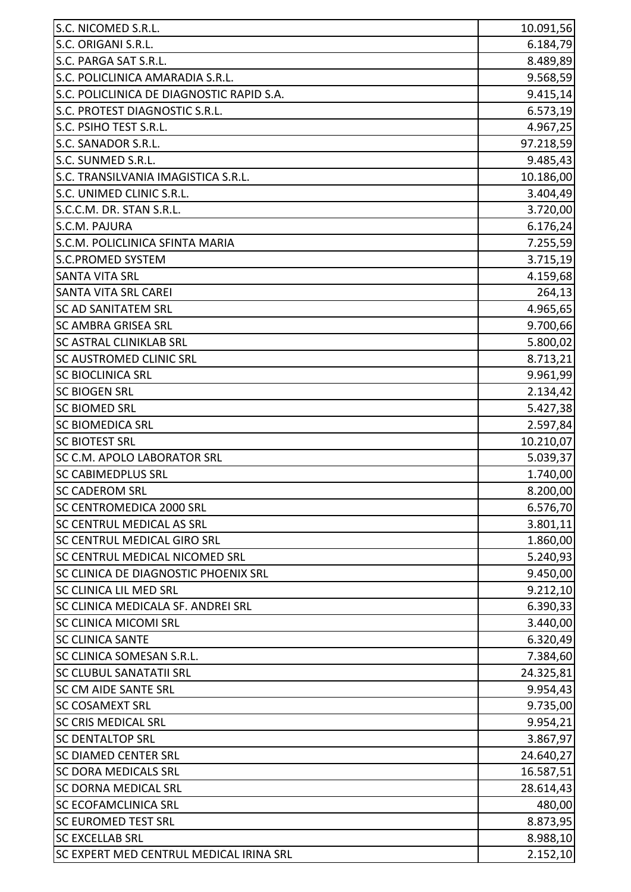| | |
|---|---|
| S.C. NICOMED S.R.L. | 10.091,56 |
| S.C. ORIGANI S.R.L. | 6.184,79 |
| S.C. PARGA SAT S.R.L. | 8.489,89 |
| S.C. POLICLINICA AMARADIA S.R.L. | 9.568,59 |
| S.C. POLICLINICA DE DIAGNOSTIC RAPID S.A. | 9.415,14 |
| S.C. PROTEST DIAGNOSTIC S.R.L. | 6.573,19 |
| S.C. PSIHO TEST S.R.L. | 4.967,25 |
| S.C. SANADOR S.R.L. | 97.218,59 |
| S.C. SUNMED S.R.L. | 9.485,43 |
| S.C. TRANSILVANIA IMAGISTICA S.R.L. | 10.186,00 |
| S.C. UNIMED CLINIC S.R.L. | 3.404,49 |
| S.C.C.M. DR. STAN S.R.L. | 3.720,00 |
| S.C.M. PAJURA | 6.176,24 |
| S.C.M. POLICLINICA SFINTA MARIA | 7.255,59 |
| S.C.PROMED SYSTEM | 3.715,19 |
| SANTA VITA SRL | 4.159,68 |
| SANTA VITA SRL CAREI | 264,13 |
| SC AD SANITATEM SRL | 4.965,65 |
| SC AMBRA GRISEA SRL | 9.700,66 |
| SC ASTRAL CLINIKLAB SRL | 5.800,02 |
| SC AUSTROMED CLINIC SRL | 8.713,21 |
| SC BIOCLINICA SRL | 9.961,99 |
| SC BIOGEN SRL | 2.134,42 |
| SC BIOMED SRL | 5.427,38 |
| SC BIOMEDICA SRL | 2.597,84 |
| SC BIOTEST SRL | 10.210,07 |
| SC C.M. APOLO LABORATOR SRL | 5.039,37 |
| SC CABIMEDPLUS SRL | 1.740,00 |
| SC CADEROM SRL | 8.200,00 |
| SC CENTROMEDICA 2000 SRL | 6.576,70 |
| SC CENTRUL MEDICAL AS SRL | 3.801,11 |
| SC CENTRUL MEDICAL GIRO SRL | 1.860,00 |
| SC CENTRUL MEDICAL NICOMED SRL | 5.240,93 |
| SC CLINICA DE DIAGNOSTIC PHOENIX SRL | 9.450,00 |
| SC CLINICA LIL MED SRL | 9.212,10 |
| SC CLINICA MEDICALA SF. ANDREI SRL | 6.390,33 |
| SC CLINICA MICOMI SRL | 3.440,00 |
| SC CLINICA SANTE | 6.320,49 |
| SC CLINICA SOMESAN S.R.L. | 7.384,60 |
| SC CLUBUL SANATATII SRL | 24.325,81 |
| SC CM AIDE SANTE SRL | 9.954,43 |
| SC COSAMEXT SRL | 9.735,00 |
| SC CRIS MEDICAL SRL | 9.954,21 |
| SC DENTALTOP SRL | 3.867,97 |
| SC DIAMED CENTER SRL | 24.640,27 |
| SC DORA MEDICALS SRL | 16.587,51 |
| SC DORNA MEDICAL SRL | 28.614,43 |
| SC ECOFAMCLINICA SRL | 480,00 |
| SC EUROMED TEST SRL | 8.873,95 |
| SC EXCELLAB SRL | 8.988,10 |
| SC EXPERT MED CENTRUL MEDICAL IRINA SRL | 2.152,10 |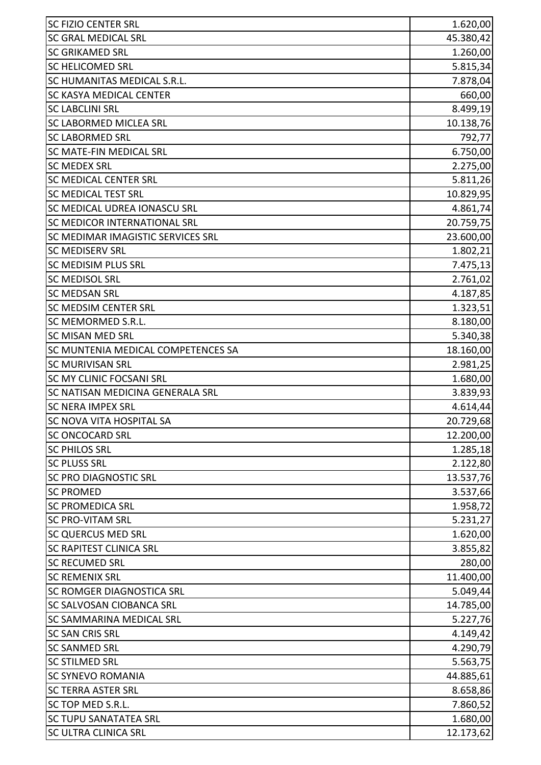| | |
|---|---|
| SC FIZIO CENTER SRL | 1.620,00 |
| SC GRAL MEDICAL SRL | 45.380,42 |
| SC GRIKAMED SRL | 1.260,00 |
| SC HELICOMED SRL | 5.815,34 |
| SC HUMANITAS MEDICAL S.R.L. | 7.878,04 |
| SC KASYA MEDICAL CENTER | 660,00 |
| SC LABCLINI SRL | 8.499,19 |
| SC LABORMED MICLEA SRL | 10.138,76 |
| SC LABORMED SRL | 792,77 |
| SC MATE-FIN MEDICAL SRL | 6.750,00 |
| SC MEDEX SRL | 2.275,00 |
| SC MEDICAL CENTER SRL | 5.811,26 |
| SC MEDICAL TEST SRL | 10.829,95 |
| SC MEDICAL UDREA IONASCU SRL | 4.861,74 |
| SC MEDICOR INTERNATIONAL SRL | 20.759,75 |
| SC MEDIMAR IMAGISTIC SERVICES SRL | 23.600,00 |
| SC MEDISERV SRL | 1.802,21 |
| SC MEDISIM PLUS SRL | 7.475,13 |
| SC MEDISOL SRL | 2.761,02 |
| SC MEDSAN SRL | 4.187,85 |
| SC MEDSIM CENTER SRL | 1.323,51 |
| SC MEMORMED S.R.L. | 8.180,00 |
| SC MISAN MED SRL | 5.340,38 |
| SC MUNTENIA MEDICAL COMPETENCES SA | 18.160,00 |
| SC MURIVISAN SRL | 2.981,25 |
| SC MY CLINIC FOCSANI SRL | 1.680,00 |
| SC NATISAN MEDICINA GENERALA SRL | 3.839,93 |
| SC NERA IMPEX SRL | 4.614,44 |
| SC NOVA VITA HOSPITAL SA | 20.729,68 |
| SC ONCOCARD SRL | 12.200,00 |
| SC PHILOS SRL | 1.285,18 |
| SC PLUSS SRL | 2.122,80 |
| SC PRO DIAGNOSTIC SRL | 13.537,76 |
| SC PROMED | 3.537,66 |
| SC PROMEDICA SRL | 1.958,72 |
| SC PRO-VITAM SRL | 5.231,27 |
| SC QUERCUS MED SRL | 1.620,00 |
| SC RAPITEST CLINICA SRL | 3.855,82 |
| SC RECUMED SRL | 280,00 |
| SC REMENIX SRL | 11.400,00 |
| SC ROMGER DIAGNOSTICA SRL | 5.049,44 |
| SC SALVOSAN CIOBANCA SRL | 14.785,00 |
| SC SAMMARINA MEDICAL SRL | 5.227,76 |
| SC SAN CRIS SRL | 4.149,42 |
| SC SANMED SRL | 4.290,79 |
| SC STILMED SRL | 5.563,75 |
| SC SYNEVO ROMANIA | 44.885,61 |
| SC TERRA ASTER SRL | 8.658,86 |
| SC TOP MED S.R.L. | 7.860,52 |
| SC TUPU SANATATEA SRL | 1.680,00 |
| SC ULTRA CLINICA SRL | 12.173,62 |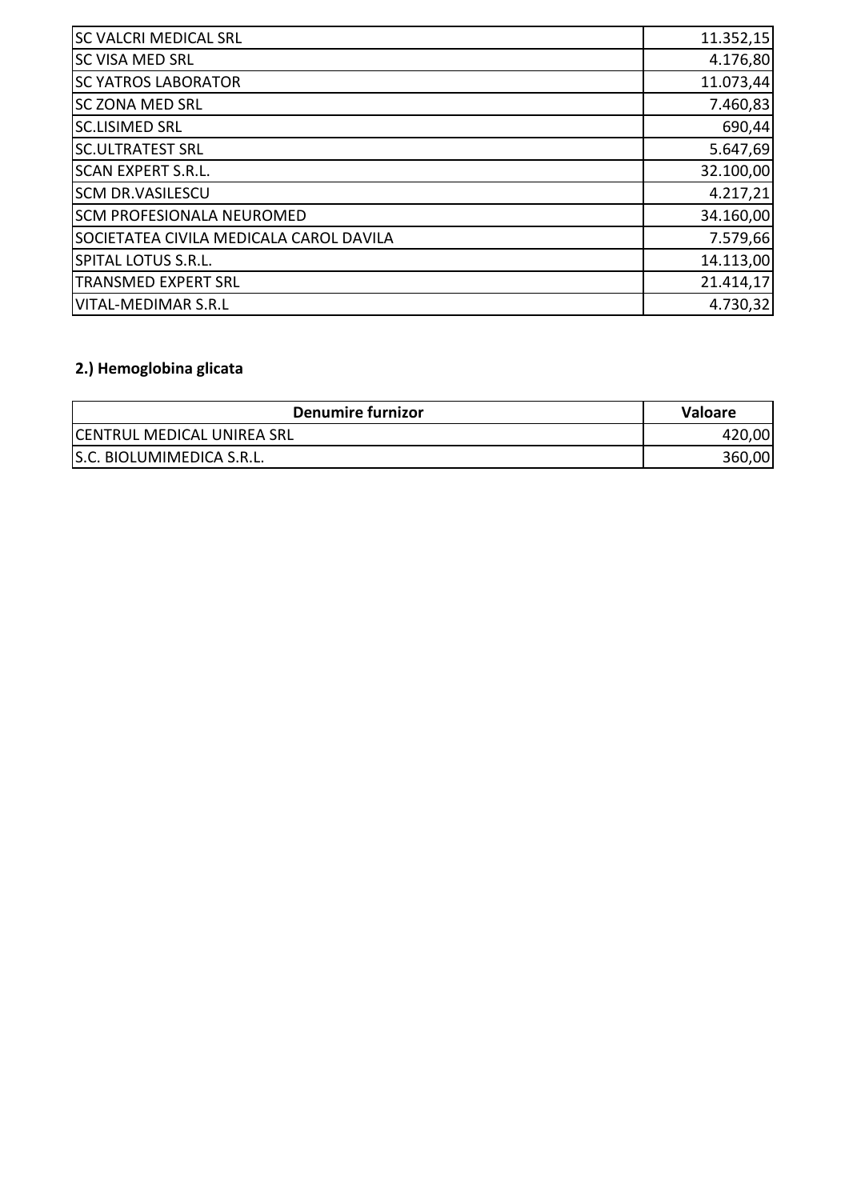| | |
|---|---|
| SC VALCRI MEDICAL SRL | 11.352,15 |
| SC VISA MED SRL | 4.176,80 |
| SC YATROS LABORATOR | 11.073,44 |
| SC ZONA MED SRL | 7.460,83 |
| SC.LISIMED SRL | 690,44 |
| SC.ULTRATEST SRL | 5.647,69 |
| SCAN EXPERT S.R.L. | 32.100,00 |
| SCM DR.VASILESCU | 4.217,21 |
| SCM PROFESIONALA NEUROMED | 34.160,00 |
| SOCIETATEA CIVILA MEDICALA CAROL DAVILA | 7.579,66 |
| SPITAL LOTUS S.R.L. | 14.113,00 |
| TRANSMED EXPERT SRL | 21.414,17 |
| VITAL-MEDIMAR S.R.L | 4.730,32 |

**2.) Hemoglobina glicata**

| Denumire furnizor | Valoare |
|---|---|
| CENTRUL MEDICAL UNIREA SRL | 420,00 |
| S.C. BIOLUMIMEDICA S.R.L. | 360,00 |